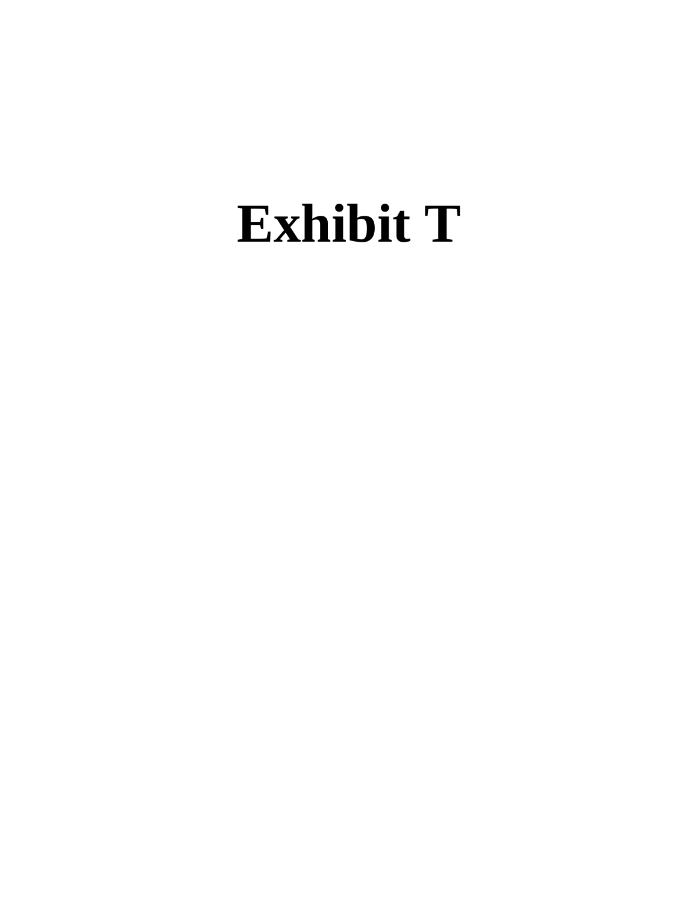# Exhibit T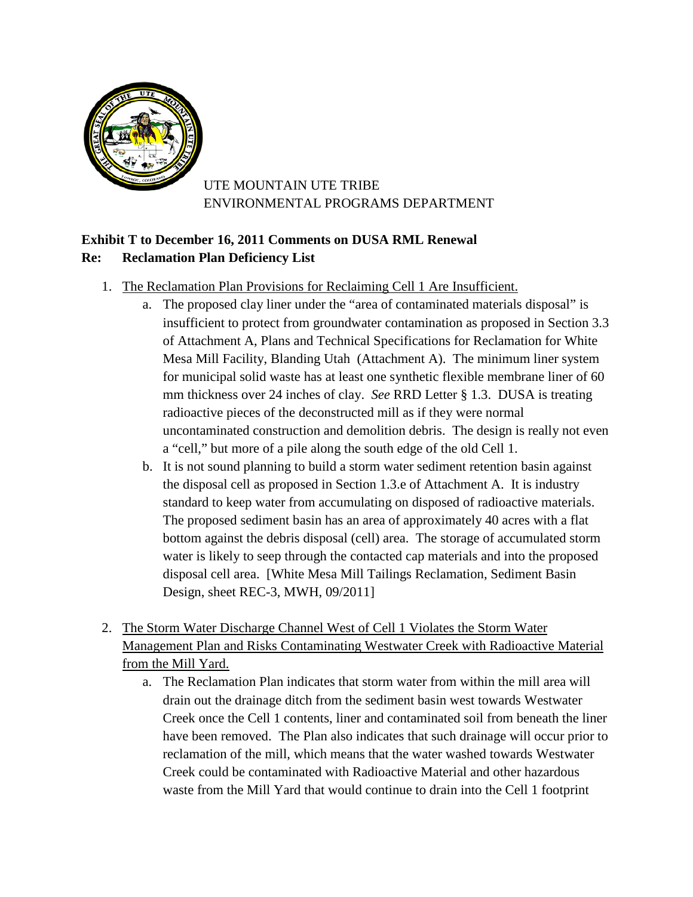UTE MOUNTAIN UTE TRIBE
ENVIRONMENTAL PROGRAMS DEPARTMENT

**Exhibit T to December 16, 2011 Comments on DUSA RML Renewal**
**Re: Reclamation Plan Deficiency List**

1. <u>The Reclamation Plan Provisions for Reclaiming Cell 1 Are Insufficient.</u>
   a. The proposed clay liner under the "area of contaminated materials disposal" is insufficient to protect from groundwater contamination as proposed in Section 3.3 of Attachment A, Plans and Technical Specifications for Reclamation for White Mesa Mill Facility, Blanding Utah (Attachment A). The minimum liner system for municipal solid waste has at least one synthetic flexible membrane liner of 60 mm thickness over 24 inches of clay. *See* RRD Letter § 1.3. DUSA is treating radioactive pieces of the deconstructed mill as if they were normal uncontaminated construction and demolition debris. The design is really not even a "cell," but more of a pile along the south edge of the old Cell 1.
   b. It is not sound planning to build a storm water sediment retention basin against the disposal cell as proposed in Section 1.3.e of Attachment A. It is industry standard to keep water from accumulating on disposed of radioactive materials. The proposed sediment basin has an area of approximately 40 acres with a flat bottom against the debris disposal (cell) area. The storage of accumulated storm water is likely to seep through the contacted cap materials and into the proposed disposal cell area. [White Mesa Mill Tailings Reclamation, Sediment Basin Design, sheet REC-3, MWH, 09/2011]

2. <u>The Storm Water Discharge Channel West of Cell 1 Violates the Storm Water Management Plan and Risks Contaminating Westwater Creek with Radioactive Material from the Mill Yard.</u>
   a. The Reclamation Plan indicates that storm water from within the mill area will drain out the drainage ditch from the sediment basin west towards Westwater Creek once the Cell 1 contents, liner and contaminated soil from beneath the liner have been removed. The Plan also indicates that such drainage will occur prior to reclamation of the mill, which means that the water washed towards Westwater Creek could be contaminated with Radioactive Material and other hazardous waste from the Mill Yard that would continue to drain into the Cell 1 footprint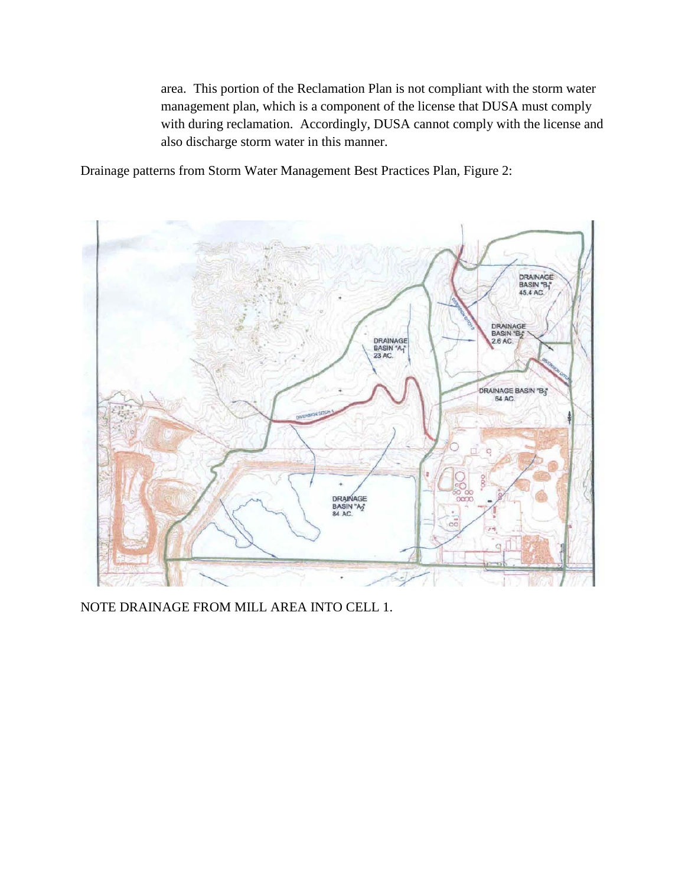area. This portion of the Reclamation Plan is not compliant with the storm water management plan, which is a component of the license that DUSA must comply with during reclamation. Accordingly, DUSA cannot comply with the license and also discharge storm water in this manner.

Drainage patterns from Storm Water Management Best Practices Plan, Figure 2:

NOTE DRAINAGE FROM MILL AREA INTO CELL 1.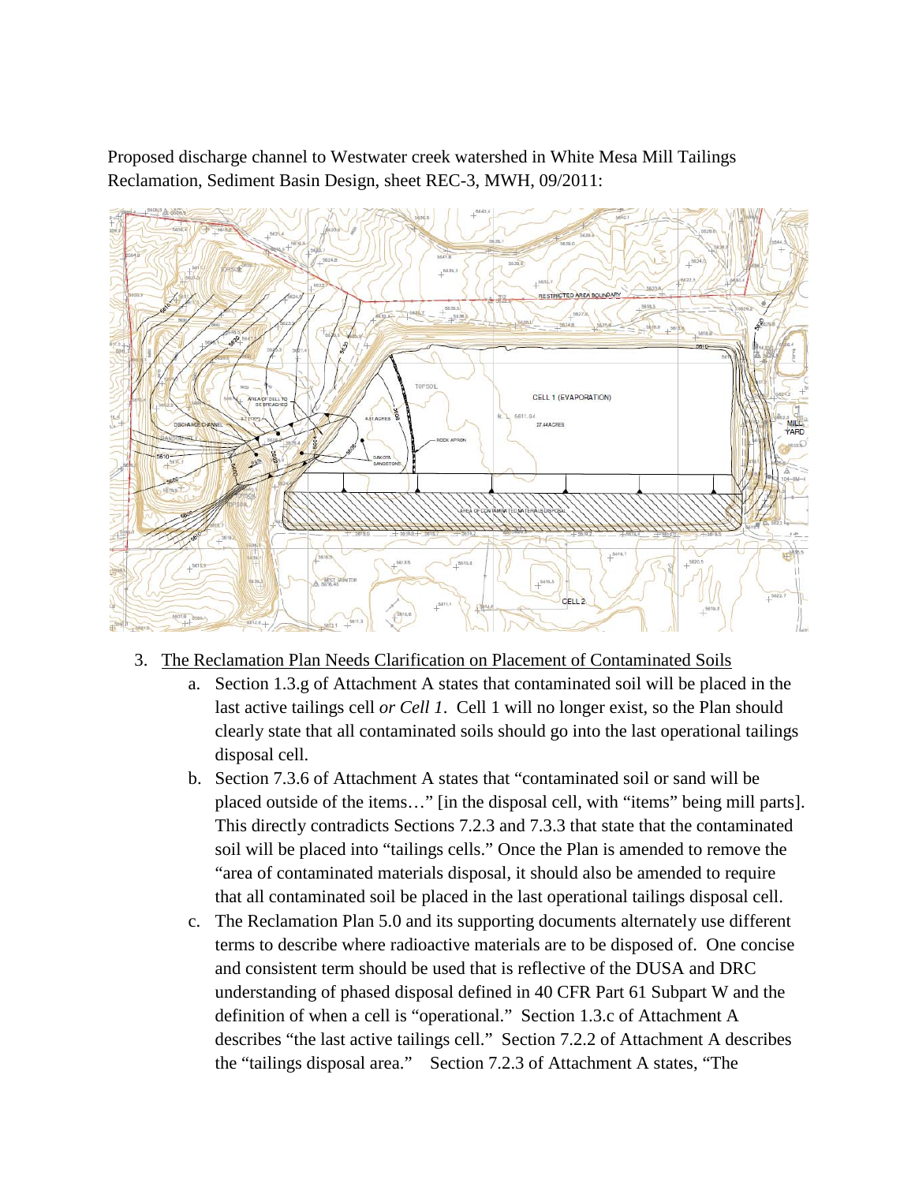Proposed discharge channel to Westwater creek watershed in White Mesa Mill Tailings Reclamation, Sediment Basin Design, sheet REC-3, MWH, 09/2011:

3. <u>The Reclamation Plan Needs Clarification on Placement of Contaminated Soils</u>
   a. Section 1.3.g of Attachment A states that contaminated soil will be placed in the last active tailings cell *or Cell 1*. Cell 1 will no longer exist, so the Plan should clearly state that all contaminated soils should go into the last operational tailings disposal cell.
   b. Section 7.3.6 of Attachment A states that "contaminated soil or sand will be placed outside of the items…" [in the disposal cell, with "items" being mill parts]. This directly contradicts Sections 7.2.3 and 7.3.3 that state that the contaminated soil will be placed into "tailings cells." Once the Plan is amended to remove the "area of contaminated materials disposal, it should also be amended to require that all contaminated soil be placed in the last operational tailings disposal cell.
   c. The Reclamation Plan 5.0 and its supporting documents alternately use different terms to describe where radioactive materials are to be disposed of. One concise and consistent term should be used that is reflective of the DUSA and DRC understanding of phased disposal defined in 40 CFR Part 61 Subpart W and the definition of when a cell is "operational." Section 1.3.c of Attachment A describes "the last active tailings cell." Section 7.2.2 of Attachment A describes the "tailings disposal area." Section 7.2.3 of Attachment A states, "The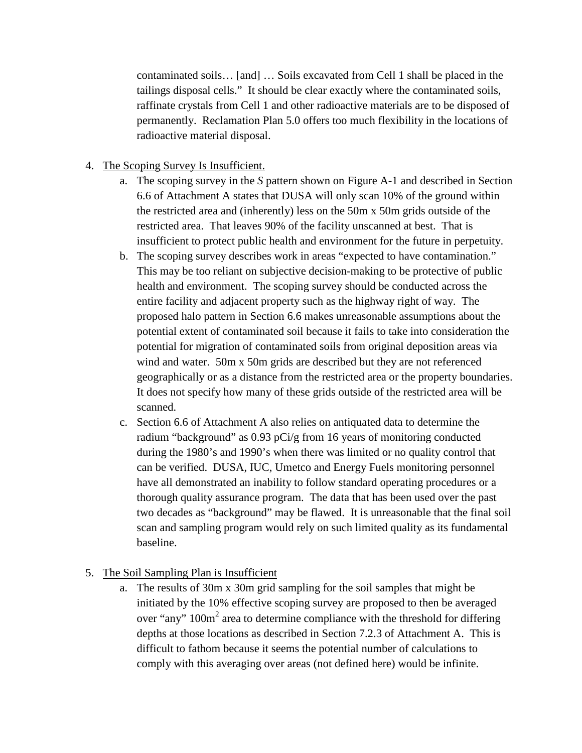contaminated soils… [and] … Soils excavated from Cell 1 shall be placed in the tailings disposal cells." It should be clear exactly where the contaminated soils, raffinate crystals from Cell 1 and other radioactive materials are to be disposed of permanently. Reclamation Plan 5.0 offers too much flexibility in the locations of radioactive material disposal.

4. <u>The Scoping Survey Is Insufficient.</u>
   a. The scoping survey in the *S* pattern shown on Figure A-1 and described in Section 6.6 of Attachment A states that DUSA will only scan 10% of the ground within the restricted area and (inherently) less on the 50m x 50m grids outside of the restricted area. That leaves 90% of the facility unscanned at best. That is insufficient to protect public health and environment for the future in perpetuity.
   b. The scoping survey describes work in areas "expected to have contamination." This may be too reliant on subjective decision-making to be protective of public health and environment. The scoping survey should be conducted across the entire facility and adjacent property such as the highway right of way. The proposed halo pattern in Section 6.6 makes unreasonable assumptions about the potential extent of contaminated soil because it fails to take into consideration the potential for migration of contaminated soils from original deposition areas via wind and water. 50m x 50m grids are described but they are not referenced geographically or as a distance from the restricted area or the property boundaries. It does not specify how many of these grids outside of the restricted area will be scanned.
   c. Section 6.6 of Attachment A also relies on antiquated data to determine the radium "background" as 0.93 pCi/g from 16 years of monitoring conducted during the 1980's and 1990's when there was limited or no quality control that can be verified. DUSA, IUC, Umetco and Energy Fuels monitoring personnel have all demonstrated an inability to follow standard operating procedures or a thorough quality assurance program. The data that has been used over the past two decades as "background" may be flawed. It is unreasonable that the final soil scan and sampling program would rely on such limited quality as its fundamental baseline.

5. <u>The Soil Sampling Plan is Insufficient</u>
   a. The results of 30m x 30m grid sampling for the soil samples that might be initiated by the 10% effective scoping survey are proposed to then be averaged over "any" $100m^2$ area to determine compliance with the threshold for differing depths at those locations as described in Section 7.2.3 of Attachment A. This is difficult to fathom because it seems the potential number of calculations to comply with this averaging over areas (not defined here) would be infinite.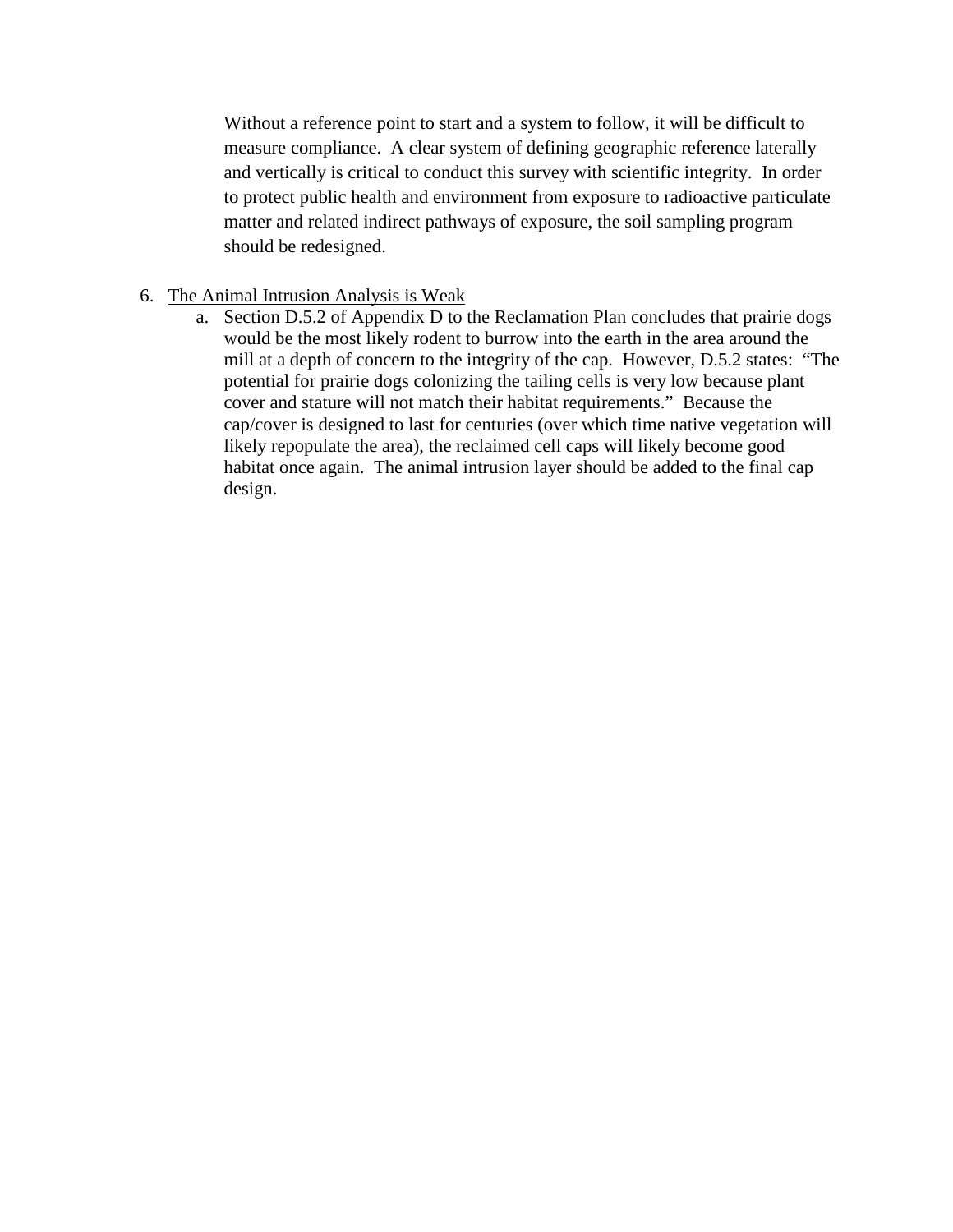Without a reference point to start and a system to follow, it will be difficult to measure compliance. A clear system of defining geographic reference laterally and vertically is critical to conduct this survey with scientific integrity. In order to protect public health and environment from exposure to radioactive particulate matter and related indirect pathways of exposure, the soil sampling program should be redesigned.

6. <u>The Animal Intrusion Analysis is Weak</u>
   a. Section D.5.2 of Appendix D to the Reclamation Plan concludes that prairie dogs would be the most likely rodent to burrow into the earth in the area around the mill at a depth of concern to the integrity of the cap. However, D.5.2 states: "The potential for prairie dogs colonizing the tailing cells is very low because plant cover and stature will not match their habitat requirements." Because the cap/cover is designed to last for centuries (over which time native vegetation will likely repopulate the area), the reclaimed cell caps will likely become good habitat once again. The animal intrusion layer should be added to the final cap design.